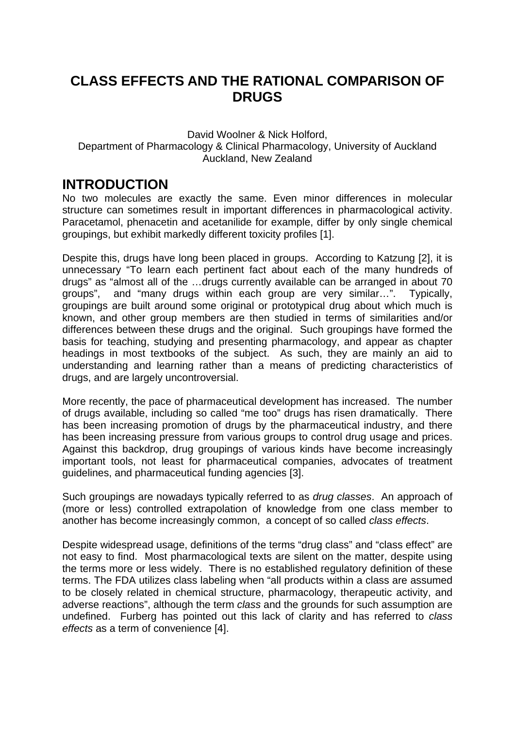# CLASS EFFECTS AND THE RATIONAL COMPARISON OF DRUGS

David Woolner & Nick Holford,
Department of Pharmacology & Clinical Pharmacology, University of Auckland
Auckland, New Zealand

## INTRODUCTION

No two molecules are exactly the same. Even minor differences in molecular structure can sometimes result in important differences in pharmacological activity. Paracetamol, phenacetin and acetanilide for example, differ by only single chemical groupings, but exhibit markedly different toxicity profiles [1].

Despite this, drugs have long been placed in groups. According to Katzung [2], it is unnecessary "To learn each pertinent fact about each of the many hundreds of drugs" as "almost all of the …drugs currently available can be arranged in about 70 groups", and "many drugs within each group are very similar…". Typically, groupings are built around some original or prototypical drug about which much is known, and other group members are then studied in terms of similarities and/or differences between these drugs and the original. Such groupings have formed the basis for teaching, studying and presenting pharmacology, and appear as chapter headings in most textbooks of the subject. As such, they are mainly an aid to understanding and learning rather than a means of predicting characteristics of drugs, and are largely uncontroversial.

More recently, the pace of pharmaceutical development has increased. The number of drugs available, including so called "me too" drugs has risen dramatically. There has been increasing promotion of drugs by the pharmaceutical industry, and there has been increasing pressure from various groups to control drug usage and prices. Against this backdrop, drug groupings of various kinds have become increasingly important tools, not least for pharmaceutical companies, advocates of treatment guidelines, and pharmaceutical funding agencies [3].

Such groupings are nowadays typically referred to as *drug classes*. An approach of (more or less) controlled extrapolation of knowledge from one class member to another has become increasingly common, a concept of so called *class effects*.

Despite widespread usage, definitions of the terms "drug class" and "class effect" are not easy to find. Most pharmacological texts are silent on the matter, despite using the terms more or less widely. There is no established regulatory definition of these terms. The FDA utilizes class labeling when "all products within a class are assumed to be closely related in chemical structure, pharmacology, therapeutic activity, and adverse reactions", although the term *class* and the grounds for such assumption are undefined. Furberg has pointed out this lack of clarity and has referred to *class effects* as a term of convenience [4].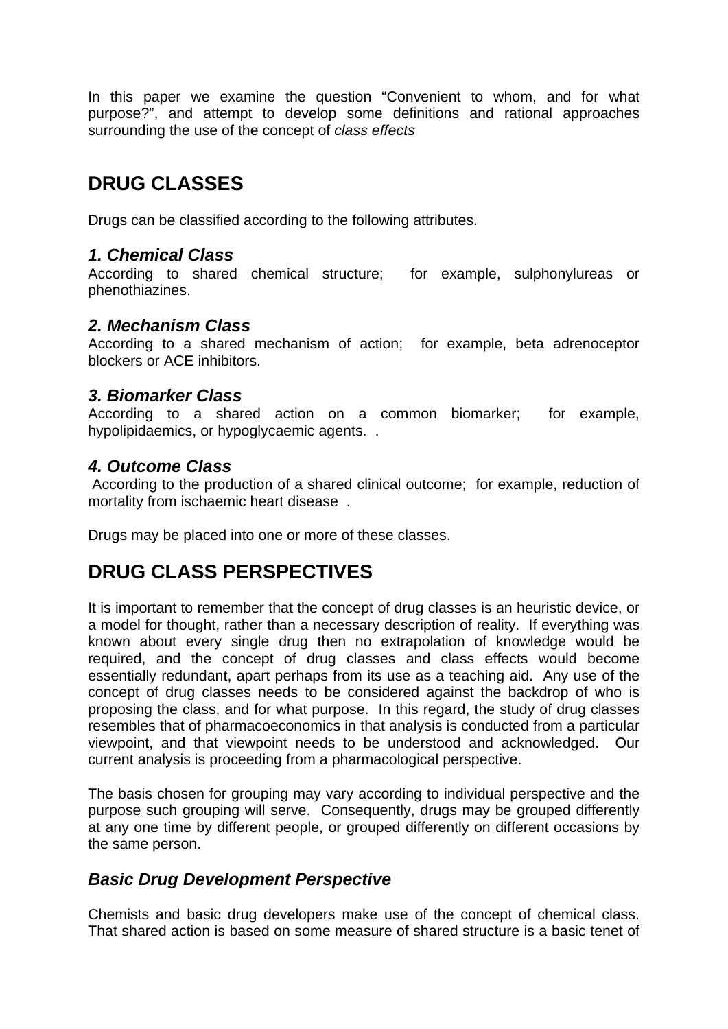In this paper we examine the question "Convenient to whom, and for what purpose?", and attempt to develop some definitions and rational approaches surrounding the use of the concept of *class effects*

## DRUG CLASSES

Drugs can be classified according to the following attributes.

### *1. Chemical Class*

According to shared chemical structure; for example, sulphonylureas or phenothiazines.

### *2. Mechanism Class*

According to a shared mechanism of action; for example, beta adrenoceptor blockers or ACE inhibitors.

### *3. Biomarker Class*

According to a shared action on a common biomarker; for example, hypolipidaemics, or hypoglycaemic agents. .

### *4. Outcome Class*

According to the production of a shared clinical outcome; for example, reduction of mortality from ischaemic heart disease .

Drugs may be placed into one or more of these classes.

## DRUG CLASS PERSPECTIVES

It is important to remember that the concept of drug classes is an heuristic device, or a model for thought, rather than a necessary description of reality. If everything was known about every single drug then no extrapolation of knowledge would be required, and the concept of drug classes and class effects would become essentially redundant, apart perhaps from its use as a teaching aid. Any use of the concept of drug classes needs to be considered against the backdrop of who is proposing the class, and for what purpose. In this regard, the study of drug classes resembles that of pharmacoeconomics in that analysis is conducted from a particular viewpoint, and that viewpoint needs to be understood and acknowledged. Our current analysis is proceeding from a pharmacological perspective.

The basis chosen for grouping may vary according to individual perspective and the purpose such grouping will serve. Consequently, drugs may be grouped differently at any one time by different people, or grouped differently on different occasions by the same person.

### *Basic Drug Development Perspective*

Chemists and basic drug developers make use of the concept of chemical class. That shared action is based on some measure of shared structure is a basic tenet of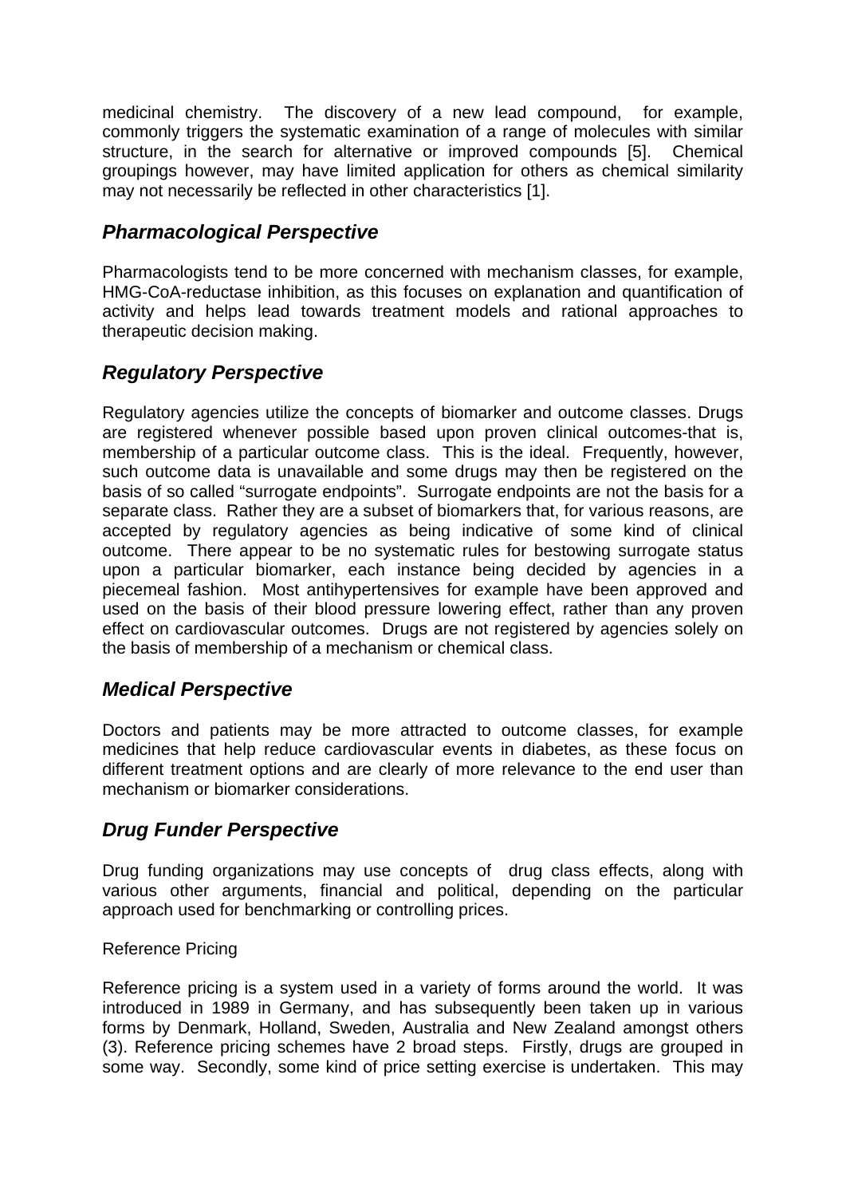medicinal chemistry. The discovery of a new lead compound, for example, commonly triggers the systematic examination of a range of molecules with similar structure, in the search for alternative or improved compounds [5]. Chemical groupings however, may have limited application for others as chemical similarity may not necessarily be reflected in other characteristics [1].

### *Pharmacological Perspective*

Pharmacologists tend to be more concerned with mechanism classes, for example, HMG-CoA-reductase inhibition, as this focuses on explanation and quantification of activity and helps lead towards treatment models and rational approaches to therapeutic decision making.

### *Regulatory Perspective*

Regulatory agencies utilize the concepts of biomarker and outcome classes. Drugs are registered whenever possible based upon proven clinical outcomes-that is, membership of a particular outcome class. This is the ideal. Frequently, however, such outcome data is unavailable and some drugs may then be registered on the basis of so called "surrogate endpoints". Surrogate endpoints are not the basis for a separate class. Rather they are a subset of biomarkers that, for various reasons, are accepted by regulatory agencies as being indicative of some kind of clinical outcome. There appear to be no systematic rules for bestowing surrogate status upon a particular biomarker, each instance being decided by agencies in a piecemeal fashion. Most antihypertensives for example have been approved and used on the basis of their blood pressure lowering effect, rather than any proven effect on cardiovascular outcomes. Drugs are not registered by agencies solely on the basis of membership of a mechanism or chemical class.

### *Medical Perspective*

Doctors and patients may be more attracted to outcome classes, for example medicines that help reduce cardiovascular events in diabetes, as these focus on different treatment options and are clearly of more relevance to the end user than mechanism or biomarker considerations.

### *Drug Funder Perspective*

Drug funding organizations may use concepts of drug class effects, along with various other arguments, financial and political, depending on the particular approach used for benchmarking or controlling prices.

Reference Pricing

Reference pricing is a system used in a variety of forms around the world. It was introduced in 1989 in Germany, and has subsequently been taken up in various forms by Denmark, Holland, Sweden, Australia and New Zealand amongst others (3). Reference pricing schemes have 2 broad steps. Firstly, drugs are grouped in some way. Secondly, some kind of price setting exercise is undertaken. This may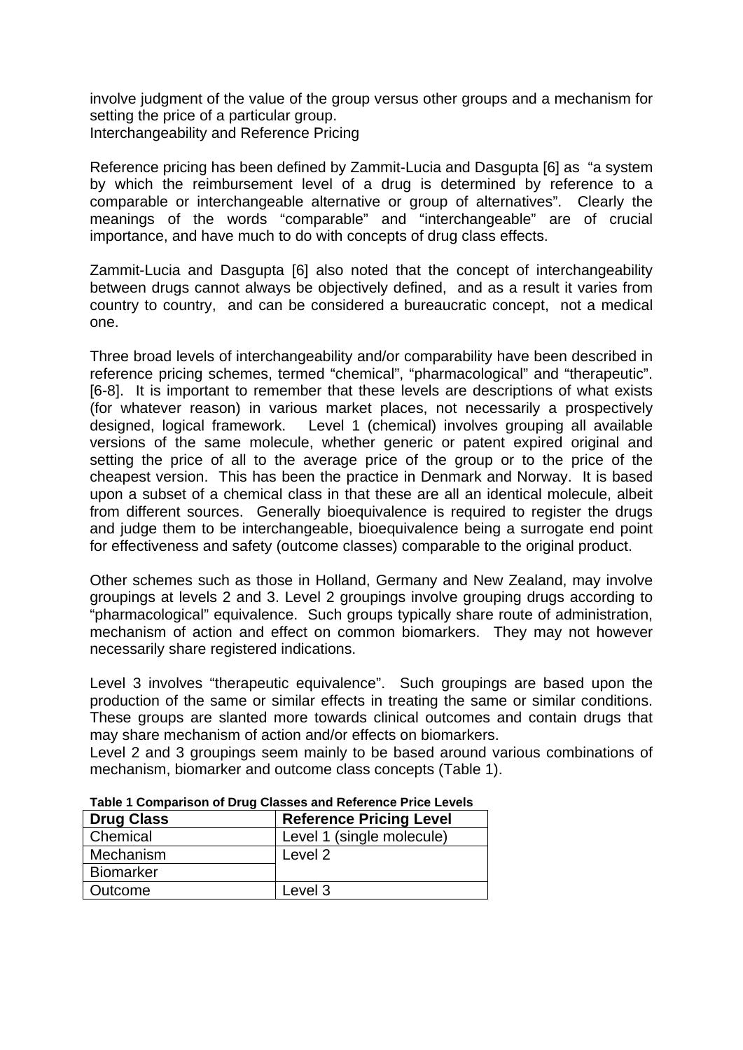involve judgment of the value of the group versus other groups and a mechanism for setting the price of a particular group.

Interchangeability and Reference Pricing

Reference pricing has been defined by Zammit-Lucia and Dasgupta [6] as "a system by which the reimbursement level of a drug is determined by reference to a comparable or interchangeable alternative or group of alternatives". Clearly the meanings of the words "comparable" and "interchangeable" are of crucial importance, and have much to do with concepts of drug class effects.

Zammit-Lucia and Dasgupta [6] also noted that the concept of interchangeability between drugs cannot always be objectively defined, and as a result it varies from country to country, and can be considered a bureaucratic concept, not a medical one.

Three broad levels of interchangeability and/or comparability have been described in reference pricing schemes, termed "chemical", "pharmacological" and "therapeutic". [6-8]. It is important to remember that these levels are descriptions of what exists (for whatever reason) in various market places, not necessarily a prospectively designed, logical framework. Level 1 (chemical) involves grouping all available versions of the same molecule, whether generic or patent expired original and setting the price of all to the average price of the group or to the price of the cheapest version. This has been the practice in Denmark and Norway. It is based upon a subset of a chemical class in that these are all an identical molecule, albeit from different sources. Generally bioequivalence is required to register the drugs and judge them to be interchangeable, bioequivalence being a surrogate end point for effectiveness and safety (outcome classes) comparable to the original product.

Other schemes such as those in Holland, Germany and New Zealand, may involve groupings at levels 2 and 3. Level 2 groupings involve grouping drugs according to "pharmacological" equivalence. Such groups typically share route of administration, mechanism of action and effect on common biomarkers. They may not however necessarily share registered indications.

Level 3 involves "therapeutic equivalence". Such groupings are based upon the production of the same or similar effects in treating the same or similar conditions. These groups are slanted more towards clinical outcomes and contain drugs that may share mechanism of action and/or effects on biomarkers.

Level 2 and 3 groupings seem mainly to be based around various combinations of mechanism, biomarker and outcome class concepts (Table 1).

**Table 1 Comparison of Drug Classes and Reference Price Levels**

| Drug Class | Reference Pricing Level |
|---|---|
| Chemical | Level 1 (single molecule) |
| Mechanism | Level 2 |
| Biomarker | |
| Outcome | Level 3 |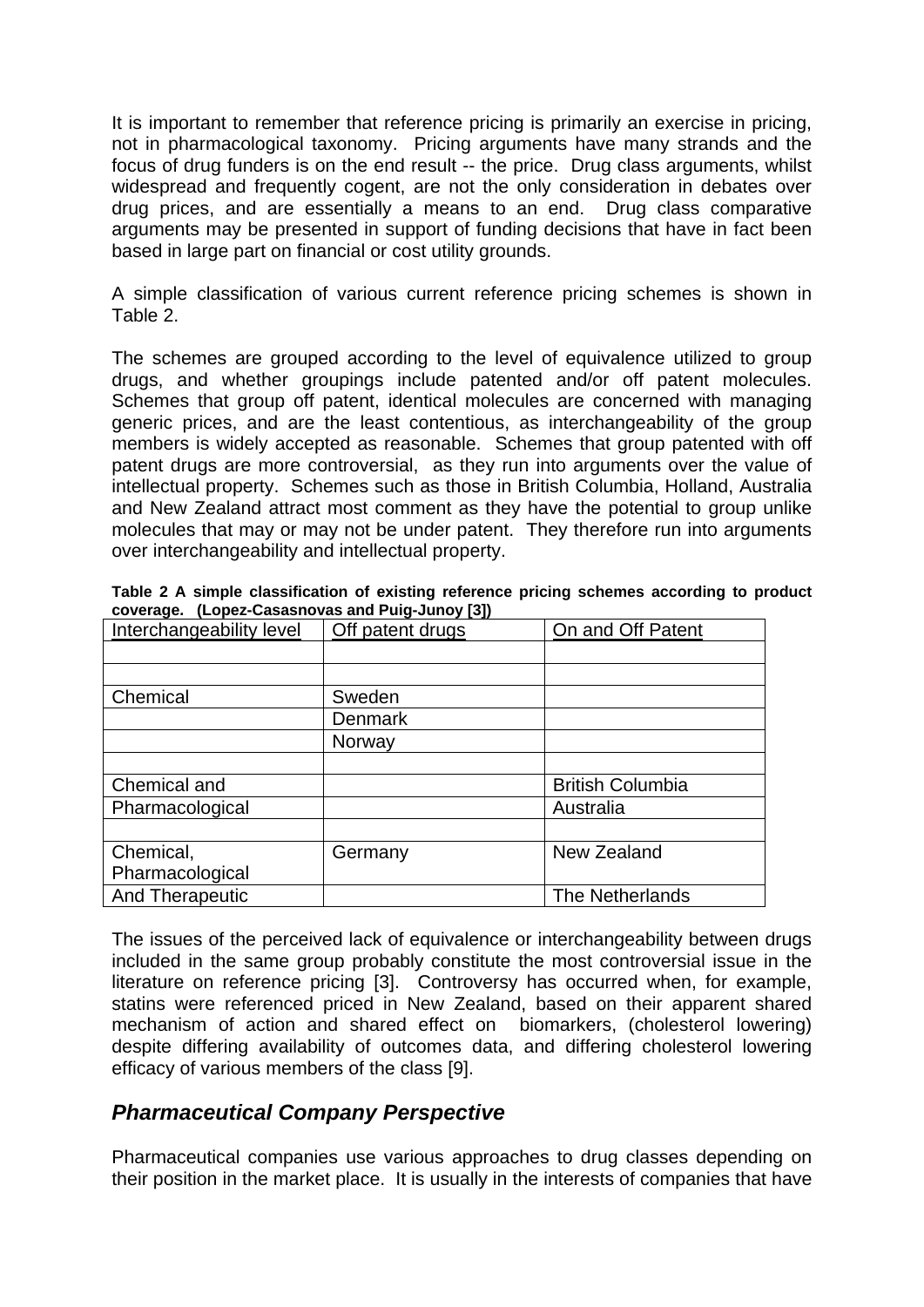It is important to remember that reference pricing is primarily an exercise in pricing, not in pharmacological taxonomy. Pricing arguments have many strands and the focus of drug funders is on the end result -- the price. Drug class arguments, whilst widespread and frequently cogent, are not the only consideration in debates over drug prices, and are essentially a means to an end. Drug class comparative arguments may be presented in support of funding decisions that have in fact been based in large part on financial or cost utility grounds.

A simple classification of various current reference pricing schemes is shown in Table 2.

The schemes are grouped according to the level of equivalence utilized to group drugs, and whether groupings include patented and/or off patent molecules. Schemes that group off patent, identical molecules are concerned with managing generic prices, and are the least contentious, as interchangeability of the group members is widely accepted as reasonable. Schemes that group patented with off patent drugs are more controversial, as they run into arguments over the value of intellectual property. Schemes such as those in British Columbia, Holland, Australia and New Zealand attract most comment as they have the potential to group unlike molecules that may or may not be under patent. They therefore run into arguments over interchangeability and intellectual property.

**Table 2 A simple classification of existing reference pricing schemes according to product coverage. (Lopez-Casasnovas and Puig-Junoy [3])**

| Interchangeability level | Off patent drugs | On and Off Patent |
|---|---|---|
| | | |
| | | |
| Chemical | Sweden | |
| | Denmark | |
| | Norway | |
| | | |
| Chemical and | | British Columbia |
| Pharmacological | | Australia |
| | | |
| Chemical, Pharmacological | Germany | New Zealand |
| And Therapeutic | | The Netherlands |

The issues of the perceived lack of equivalence or interchangeability between drugs included in the same group probably constitute the most controversial issue in the literature on reference pricing [3]. Controversy has occurred when, for example, statins were referenced priced in New Zealand, based on their apparent shared mechanism of action and shared effect on biomarkers, (cholesterol lowering) despite differing availability of outcomes data, and differing cholesterol lowering efficacy of various members of the class [9].

## *Pharmaceutical Company Perspective*

Pharmaceutical companies use various approaches to drug classes depending on their position in the market place. It is usually in the interests of companies that have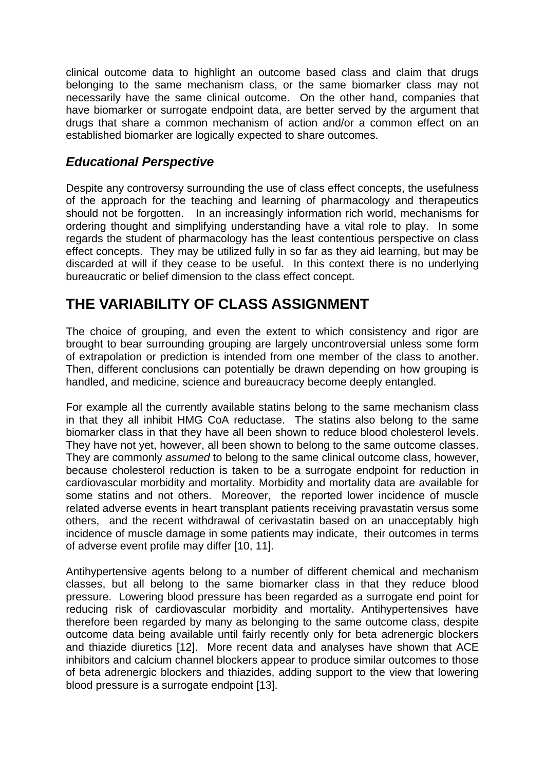clinical outcome data to highlight an outcome based class and claim that drugs belonging to the same mechanism class, or the same biomarker class may not necessarily have the same clinical outcome. On the other hand, companies that have biomarker or surrogate endpoint data, are better served by the argument that drugs that share a common mechanism of action and/or a common effect on an established biomarker are logically expected to share outcomes.

### *Educational Perspective*

Despite any controversy surrounding the use of class effect concepts, the usefulness of the approach for the teaching and learning of pharmacology and therapeutics should not be forgotten. In an increasingly information rich world, mechanisms for ordering thought and simplifying understanding have a vital role to play. In some regards the student of pharmacology has the least contentious perspective on class effect concepts. They may be utilized fully in so far as they aid learning, but may be discarded at will if they cease to be useful. In this context there is no underlying bureaucratic or belief dimension to the class effect concept.

## THE VARIABILITY OF CLASS ASSIGNMENT

The choice of grouping, and even the extent to which consistency and rigor are brought to bear surrounding grouping are largely uncontroversial unless some form of extrapolation or prediction is intended from one member of the class to another. Then, different conclusions can potentially be drawn depending on how grouping is handled, and medicine, science and bureaucracy become deeply entangled.

For example all the currently available statins belong to the same mechanism class in that they all inhibit HMG CoA reductase. The statins also belong to the same biomarker class in that they have all been shown to reduce blood cholesterol levels. They have not yet, however, all been shown to belong to the same outcome classes. They are commonly *assumed* to belong to the same clinical outcome class, however, because cholesterol reduction is taken to be a surrogate endpoint for reduction in cardiovascular morbidity and mortality. Morbidity and mortality data are available for some statins and not others. Moreover, the reported lower incidence of muscle related adverse events in heart transplant patients receiving pravastatin versus some others, and the recent withdrawal of cerivastatin based on an unacceptably high incidence of muscle damage in some patients may indicate, their outcomes in terms of adverse event profile may differ [10, 11].

Antihypertensive agents belong to a number of different chemical and mechanism classes, but all belong to the same biomarker class in that they reduce blood pressure. Lowering blood pressure has been regarded as a surrogate end point for reducing risk of cardiovascular morbidity and mortality. Antihypertensives have therefore been regarded by many as belonging to the same outcome class, despite outcome data being available until fairly recently only for beta adrenergic blockers and thiazide diuretics [12]. More recent data and analyses have shown that ACE inhibitors and calcium channel blockers appear to produce similar outcomes to those of beta adrenergic blockers and thiazides, adding support to the view that lowering blood pressure is a surrogate endpoint [13].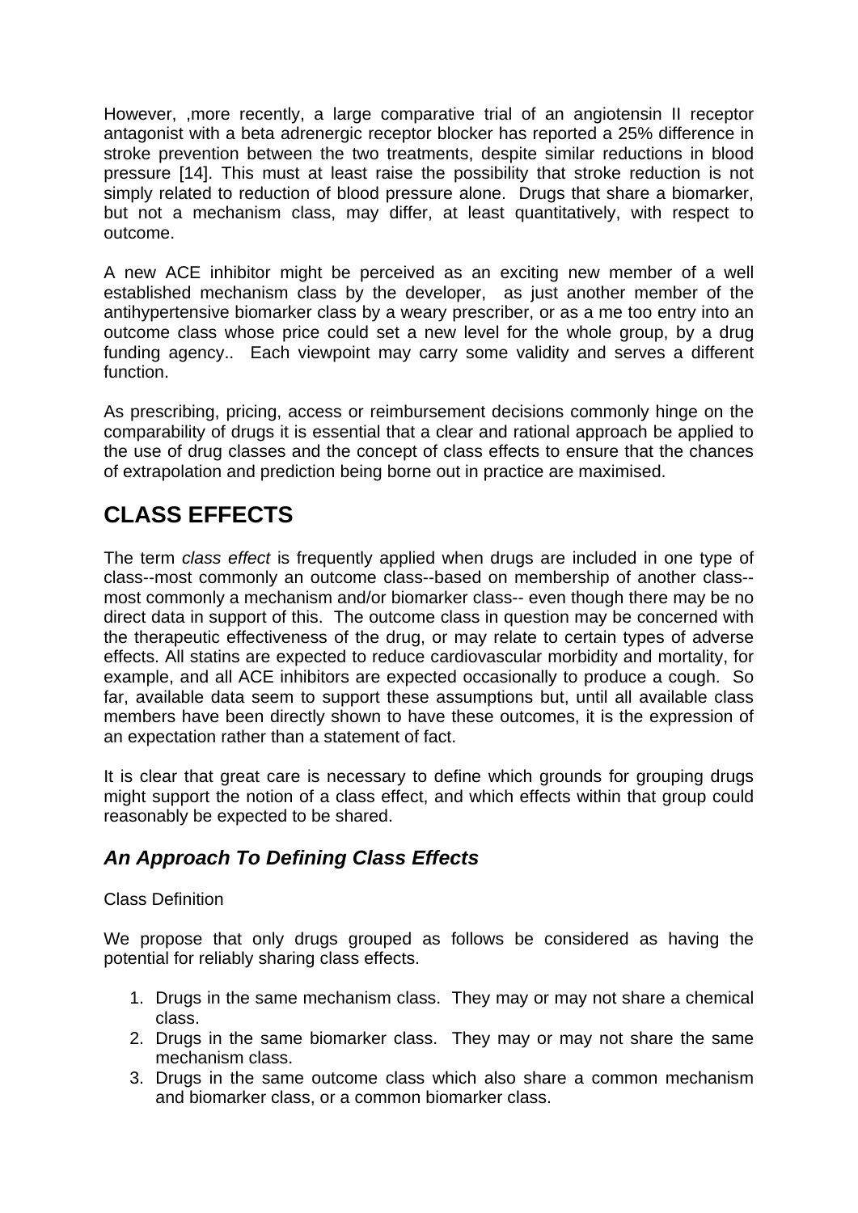However, ,more recently, a large comparative trial of an angiotensin II receptor antagonist with a beta adrenergic receptor blocker has reported a 25% difference in stroke prevention between the two treatments, despite similar reductions in blood pressure [14]. This must at least raise the possibility that stroke reduction is not simply related to reduction of blood pressure alone. Drugs that share a biomarker, but not a mechanism class, may differ, at least quantitatively, with respect to outcome.

A new ACE inhibitor might be perceived as an exciting new member of a well established mechanism class by the developer, as just another member of the antihypertensive biomarker class by a weary prescriber, or as a me too entry into an outcome class whose price could set a new level for the whole group, by a drug funding agency.. Each viewpoint may carry some validity and serves a different function.

As prescribing, pricing, access or reimbursement decisions commonly hinge on the comparability of drugs it is essential that a clear and rational approach be applied to the use of drug classes and the concept of class effects to ensure that the chances of extrapolation and prediction being borne out in practice are maximised.

# CLASS EFFECTS

The term *class effect* is frequently applied when drugs are included in one type of class--most commonly an outcome class--based on membership of another class--most commonly a mechanism and/or biomarker class-- even though there may be no direct data in support of this. The outcome class in question may be concerned with the therapeutic effectiveness of the drug, or may relate to certain types of adverse effects. All statins are expected to reduce cardiovascular morbidity and mortality, for example, and all ACE inhibitors are expected occasionally to produce a cough. So far, available data seem to support these assumptions but, until all available class members have been directly shown to have these outcomes, it is the expression of an expectation rather than a statement of fact.

It is clear that great care is necessary to define which grounds for grouping drugs might support the notion of a class effect, and which effects within that group could reasonably be expected to be shared.

## *An Approach To Defining Class Effects*

Class Definition

We propose that only drugs grouped as follows be considered as having the potential for reliably sharing class effects.

1. Drugs in the same mechanism class. They may or may not share a chemical class.
2. Drugs in the same biomarker class. They may or may not share the same mechanism class.
3. Drugs in the same outcome class which also share a common mechanism and biomarker class, or a common biomarker class.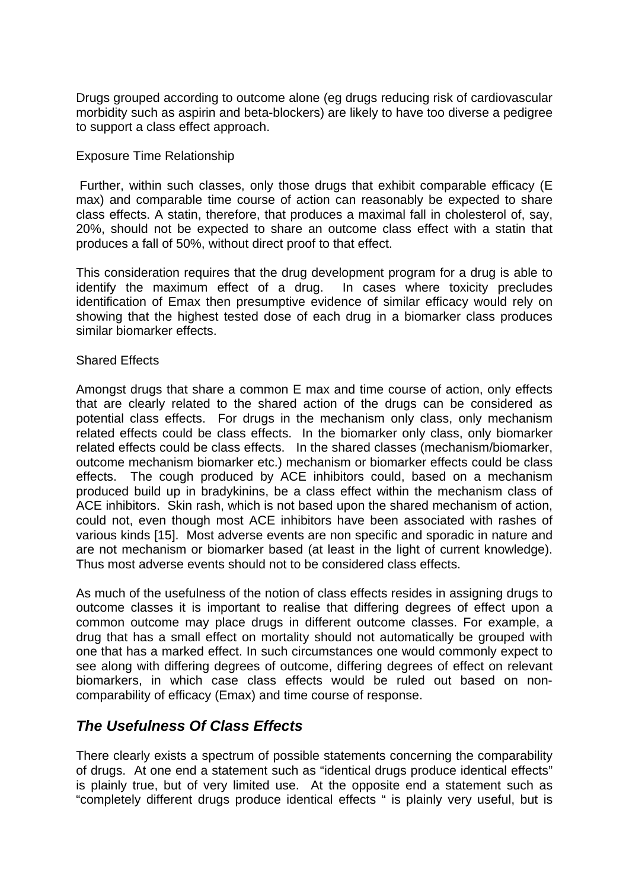Drugs grouped according to outcome alone (eg drugs reducing risk of cardiovascular morbidity such as aspirin and beta-blockers) are likely to have too diverse a pedigree to support a class effect approach.

Exposure Time Relationship

Further, within such classes, only those drugs that exhibit comparable efficacy (E max) and comparable time course of action can reasonably be expected to share class effects. A statin, therefore, that produces a maximal fall in cholesterol of, say, 20%, should not be expected to share an outcome class effect with a statin that produces a fall of 50%, without direct proof to that effect.

This consideration requires that the drug development program for a drug is able to identify the maximum effect of a drug. In cases where toxicity precludes identification of Emax then presumptive evidence of similar efficacy would rely on showing that the highest tested dose of each drug in a biomarker class produces similar biomarker effects.

Shared Effects

Amongst drugs that share a common E max and time course of action, only effects that are clearly related to the shared action of the drugs can be considered as potential class effects. For drugs in the mechanism only class, only mechanism related effects could be class effects. In the biomarker only class, only biomarker related effects could be class effects. In the shared classes (mechanism/biomarker, outcome mechanism biomarker etc.) mechanism or biomarker effects could be class effects. The cough produced by ACE inhibitors could, based on a mechanism produced build up in bradykinins, be a class effect within the mechanism class of ACE inhibitors. Skin rash, which is not based upon the shared mechanism of action, could not, even though most ACE inhibitors have been associated with rashes of various kinds [15]. Most adverse events are non specific and sporadic in nature and are not mechanism or biomarker based (at least in the light of current knowledge). Thus most adverse events should not to be considered class effects.

As much of the usefulness of the notion of class effects resides in assigning drugs to outcome classes it is important to realise that differing degrees of effect upon a common outcome may place drugs in different outcome classes. For example, a drug that has a small effect on mortality should not automatically be grouped with one that has a marked effect. In such circumstances one would commonly expect to see along with differing degrees of outcome, differing degrees of effect on relevant biomarkers, in which case class effects would be ruled out based on non-comparability of efficacy (Emax) and time course of response.

## *The Usefulness Of Class Effects*

There clearly exists a spectrum of possible statements concerning the comparability of drugs. At one end a statement such as "identical drugs produce identical effects" is plainly true, but of very limited use. At the opposite end a statement such as "completely different drugs produce identical effects " is plainly very useful, but is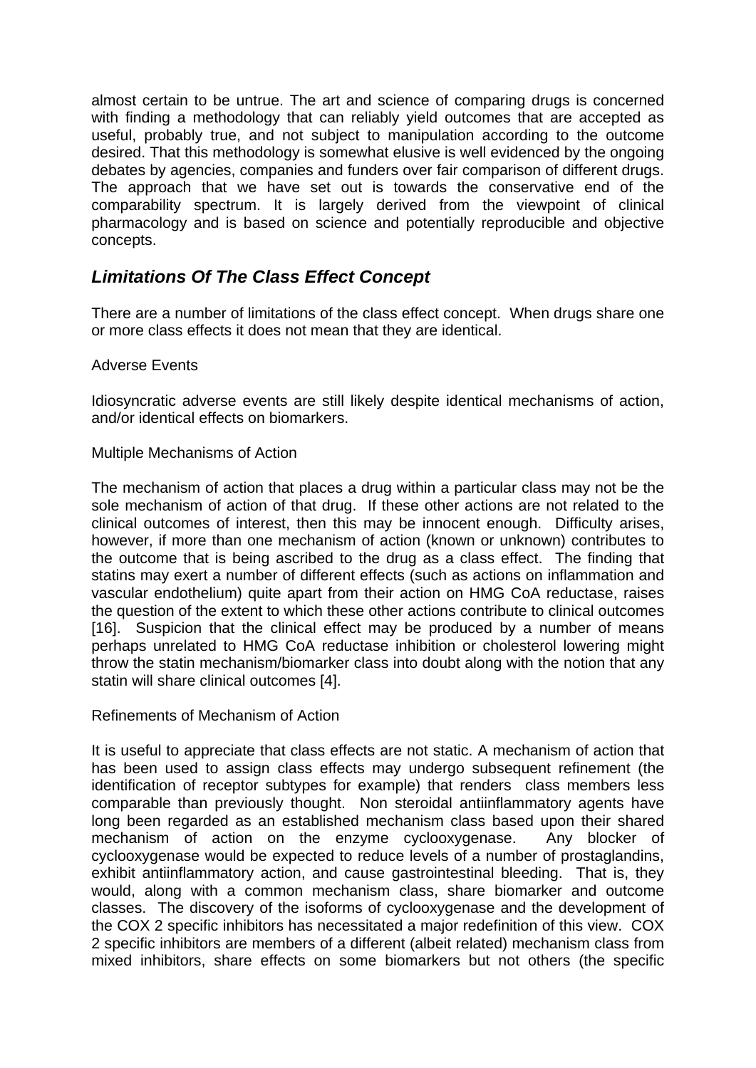almost certain to be untrue. The art and science of comparing drugs is concerned with finding a methodology that can reliably yield outcomes that are accepted as useful, probably true, and not subject to manipulation according to the outcome desired. That this methodology is somewhat elusive is well evidenced by the ongoing debates by agencies, companies and funders over fair comparison of different drugs. The approach that we have set out is towards the conservative end of the comparability spectrum. It is largely derived from the viewpoint of clinical pharmacology and is based on science and potentially reproducible and objective concepts.

## *Limitations Of The Class Effect Concept*

There are a number of limitations of the class effect concept. When drugs share one or more class effects it does not mean that they are identical.

Adverse Events

Idiosyncratic adverse events are still likely despite identical mechanisms of action, and/or identical effects on biomarkers.

Multiple Mechanisms of Action

The mechanism of action that places a drug within a particular class may not be the sole mechanism of action of that drug. If these other actions are not related to the clinical outcomes of interest, then this may be innocent enough. Difficulty arises, however, if more than one mechanism of action (known or unknown) contributes to the outcome that is being ascribed to the drug as a class effect. The finding that statins may exert a number of different effects (such as actions on inflammation and vascular endothelium) quite apart from their action on HMG CoA reductase, raises the question of the extent to which these other actions contribute to clinical outcomes [16]. Suspicion that the clinical effect may be produced by a number of means perhaps unrelated to HMG CoA reductase inhibition or cholesterol lowering might throw the statin mechanism/biomarker class into doubt along with the notion that any statin will share clinical outcomes [4].

Refinements of Mechanism of Action

It is useful to appreciate that class effects are not static. A mechanism of action that has been used to assign class effects may undergo subsequent refinement (the identification of receptor subtypes for example) that renders class members less comparable than previously thought. Non steroidal antiinflammatory agents have long been regarded as an established mechanism class based upon their shared mechanism of action on the enzyme cyclooxygenase. Any blocker of cyclooxygenase would be expected to reduce levels of a number of prostaglandins, exhibit antiinflammatory action, and cause gastrointestinal bleeding. That is, they would, along with a common mechanism class, share biomarker and outcome classes. The discovery of the isoforms of cyclooxygenase and the development of the COX 2 specific inhibitors has necessitated a major redefinition of this view. COX 2 specific inhibitors are members of a different (albeit related) mechanism class from mixed inhibitors, share effects on some biomarkers but not others (the specific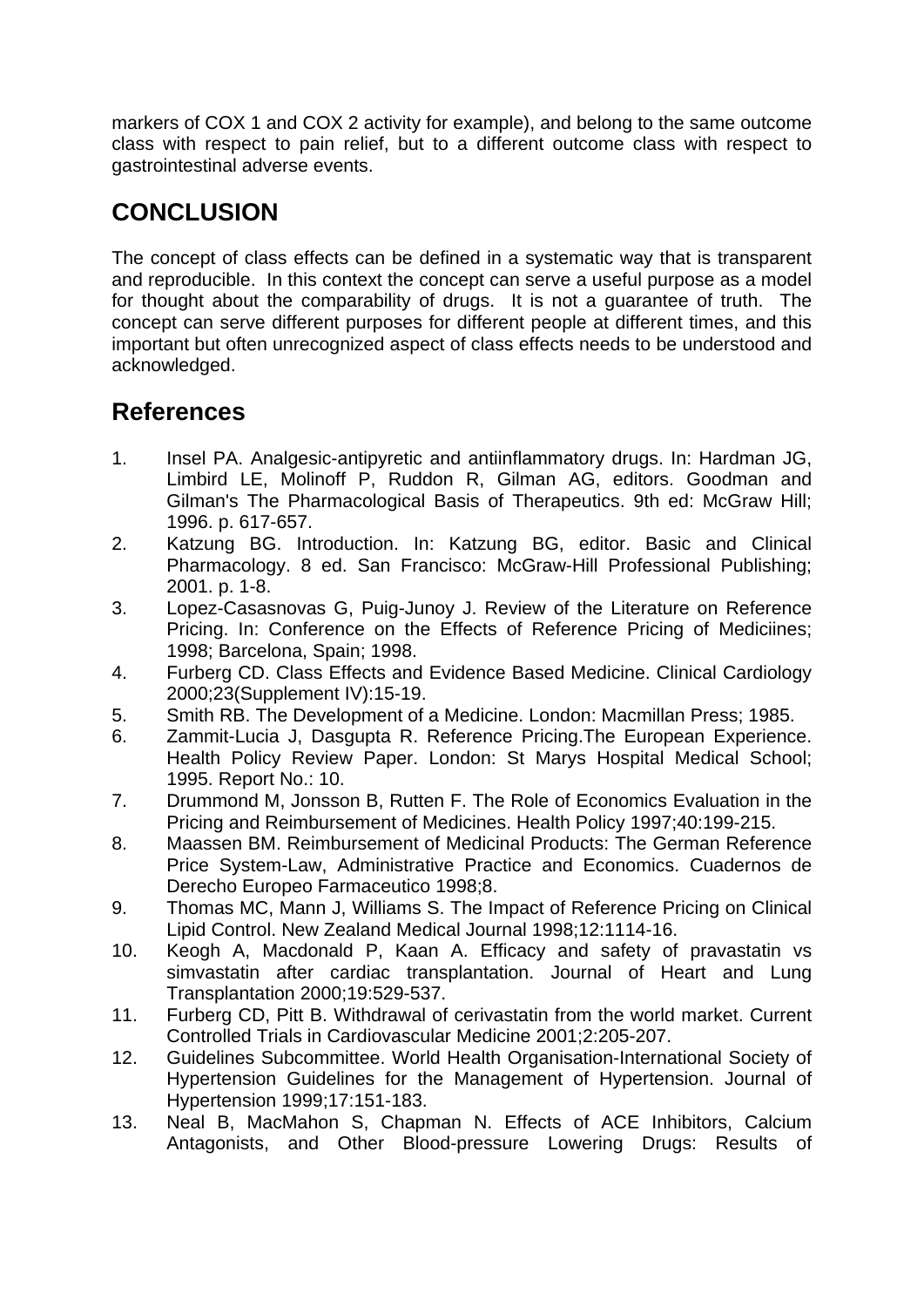markers of COX 1 and COX 2 activity for example), and belong to the same outcome class with respect to pain relief, but to a different outcome class with respect to gastrointestinal adverse events.

## CONCLUSION

The concept of class effects can be defined in a systematic way that is transparent and reproducible. In this context the concept can serve a useful purpose as a model for thought about the comparability of drugs. It is not a guarantee of truth. The concept can serve different purposes for different people at different times, and this important but often unrecognized aspect of class effects needs to be understood and acknowledged.

## References

1. Insel PA. Analgesic-antipyretic and antiinflammatory drugs. In: Hardman JG, Limbird LE, Molinoff P, Ruddon R, Gilman AG, editors. Goodman and Gilman's The Pharmacological Basis of Therapeutics. 9th ed: McGraw Hill; 1996. p. 617-657.
2. Katzung BG. Introduction. In: Katzung BG, editor. Basic and Clinical Pharmacology. 8 ed. San Francisco: McGraw-Hill Professional Publishing; 2001. p. 1-8.
3. Lopez-Casasnovas G, Puig-Junoy J. Review of the Literature on Reference Pricing. In: Conference on the Effects of Reference Pricing of Mediciines; 1998; Barcelona, Spain; 1998.
4. Furberg CD. Class Effects and Evidence Based Medicine. Clinical Cardiology 2000;23(Supplement IV):15-19.
5. Smith RB. The Development of a Medicine. London: Macmillan Press; 1985.
6. Zammit-Lucia J, Dasgupta R. Reference Pricing.The European Experience. Health Policy Review Paper. London: St Marys Hospital Medical School; 1995. Report No.: 10.
7. Drummond M, Jonsson B, Rutten F. The Role of Economics Evaluation in the Pricing and Reimbursement of Medicines. Health Policy 1997;40:199-215.
8. Maassen BM. Reimbursement of Medicinal Products: The German Reference Price System-Law, Administrative Practice and Economics. Cuadernos de Derecho Europeo Farmaceutico 1998;8.
9. Thomas MC, Mann J, Williams S. The Impact of Reference Pricing on Clinical Lipid Control. New Zealand Medical Journal 1998;12:1114-16.
10. Keogh A, Macdonald P, Kaan A. Efficacy and safety of pravastatin vs simvastatin after cardiac transplantation. Journal of Heart and Lung Transplantation 2000;19:529-537.
11. Furberg CD, Pitt B. Withdrawal of cerivastatin from the world market. Current Controlled Trials in Cardiovascular Medicine 2001;2:205-207.
12. Guidelines Subcommittee. World Health Organisation-International Society of Hypertension Guidelines for the Management of Hypertension. Journal of Hypertension 1999;17:151-183.
13. Neal B, MacMahon S, Chapman N. Effects of ACE Inhibitors, Calcium Antagonists, and Other Blood-pressure Lowering Drugs: Results of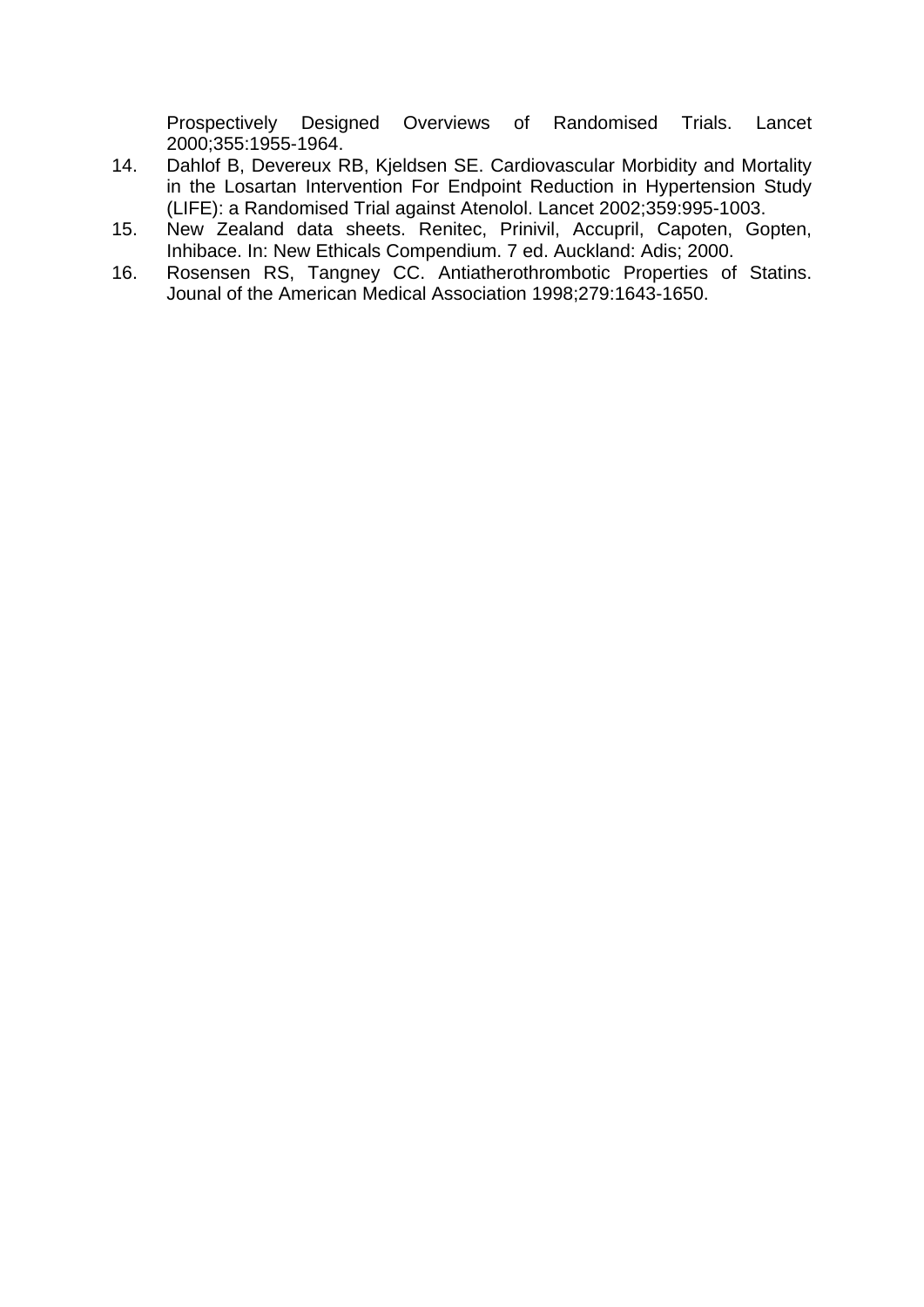Prospectively Designed Overviews of Randomised Trials. Lancet 2000;355:1955-1964.

14. Dahlof B, Devereux RB, Kjeldsen SE. Cardiovascular Morbidity and Mortality in the Losartan Intervention For Endpoint Reduction in Hypertension Study (LIFE): a Randomised Trial against Atenolol. Lancet 2002;359:995-1003.
15. New Zealand data sheets. Renitec, Prinivil, Accupril, Capoten, Gopten, Inhibace. In: New Ethicals Compendium. 7 ed. Auckland: Adis; 2000.
16. Rosensen RS, Tangney CC. Antiatherothrombotic Properties of Statins. Jounal of the American Medical Association 1998;279:1643-1650.